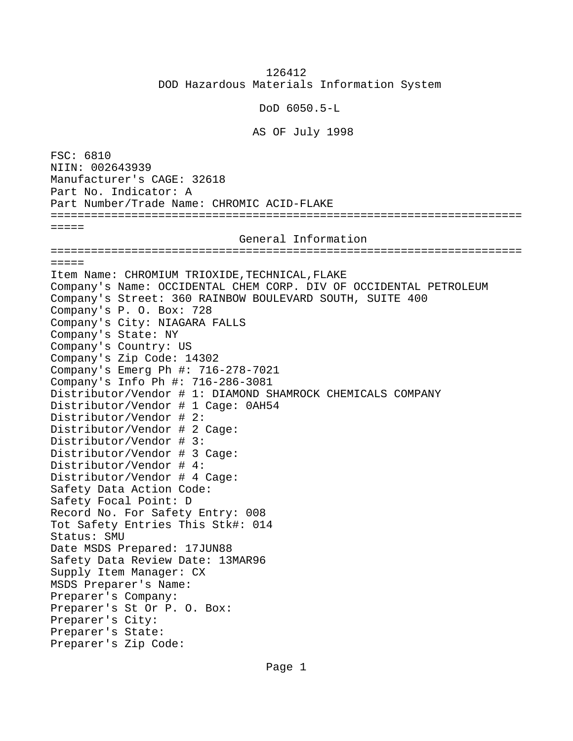126412
DOD Hazardous Materials Information System

DoD 6050.5-L

AS OF July 1998

FSC: 6810
NIIN: 002643939
Manufacturer's CAGE: 32618
Part No. Indicator: A
Part Number/Trade Name: CHROMIC ACID-FLAKE

=========================================================================

## General Information

=========================================================================

Item Name: CHROMIUM TRIOXIDE,TECHNICAL,FLAKE
Company's Name: OCCIDENTAL CHEM CORP. DIV OF OCCIDENTAL PETROLEUM
Company's Street: 360 RAINBOW BOULEVARD SOUTH, SUITE 400
Company's P. O. Box: 728
Company's City: NIAGARA FALLS
Company's State: NY
Company's Country: US
Company's Zip Code: 14302
Company's Emerg Ph #: 716-278-7021
Company's Info Ph #: 716-286-3081
Distributor/Vendor # 1: DIAMOND SHAMROCK CHEMICALS COMPANY
Distributor/Vendor # 1 Cage: 0AH54
Distributor/Vendor # 2:
Distributor/Vendor # 2 Cage:
Distributor/Vendor # 3:
Distributor/Vendor # 3 Cage:
Distributor/Vendor # 4:
Distributor/Vendor # 4 Cage:
Safety Data Action Code:
Safety Focal Point: D
Record No. For Safety Entry: 008
Tot Safety Entries This Stk#: 014
Status: SMU
Date MSDS Prepared: 17JUN88
Safety Data Review Date: 13MAR96
Supply Item Manager: CX
MSDS Preparer's Name:
Preparer's Company:
Preparer's St Or P. O. Box:
Preparer's City:
Preparer's State:
Preparer's Zip Code: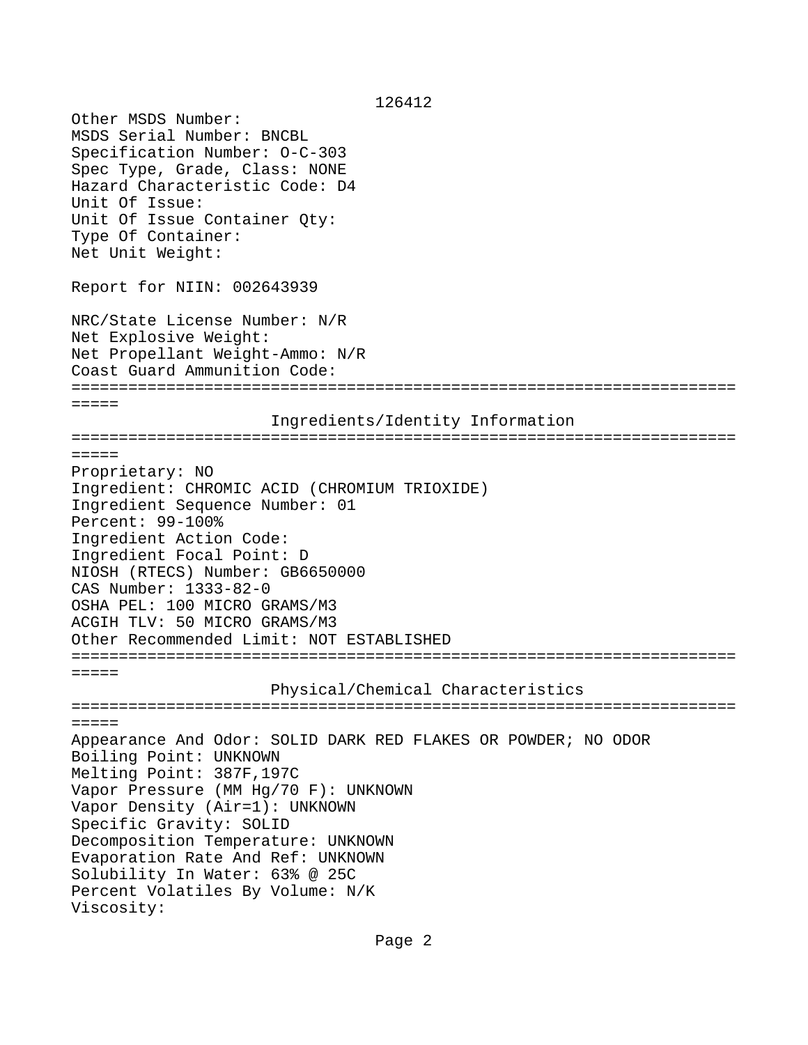126412

Other MSDS Number:
MSDS Serial Number: BNCBL
Specification Number: O-C-303
Spec Type, Grade, Class: NONE
Hazard Characteristic Code: D4
Unit Of Issue:
Unit Of Issue Container Qty:
Type Of Container:
Net Unit Weight:

Report for NIIN: 002643939

NRC/State License Number: N/R
Net Explosive Weight:
Net Propellant Weight-Ammo: N/R
Coast Guard Ammunition Code:

## Ingredients/Identity Information

Proprietary: NO
Ingredient: CHROMIC ACID (CHROMIUM TRIOXIDE)
Ingredient Sequence Number: 01
Percent: 99-100%
Ingredient Action Code:
Ingredient Focal Point: D
NIOSH (RTECS) Number: GB6650000
CAS Number: 1333-82-0
OSHA PEL: 100 MICRO GRAMS/M3
ACGIH TLV: 50 MICRO GRAMS/M3
Other Recommended Limit: NOT ESTABLISHED

## Physical/Chemical Characteristics

Appearance And Odor: SOLID DARK RED FLAKES OR POWDER; NO ODOR
Boiling Point: UNKNOWN
Melting Point: 387F,197C
Vapor Pressure (MM Hg/70 F): UNKNOWN
Vapor Density (Air=1): UNKNOWN
Specific Gravity: SOLID
Decomposition Temperature: UNKNOWN
Evaporation Rate And Ref: UNKNOWN
Solubility In Water: 63% @ 25C
Percent Volatiles By Volume: N/K
Viscosity: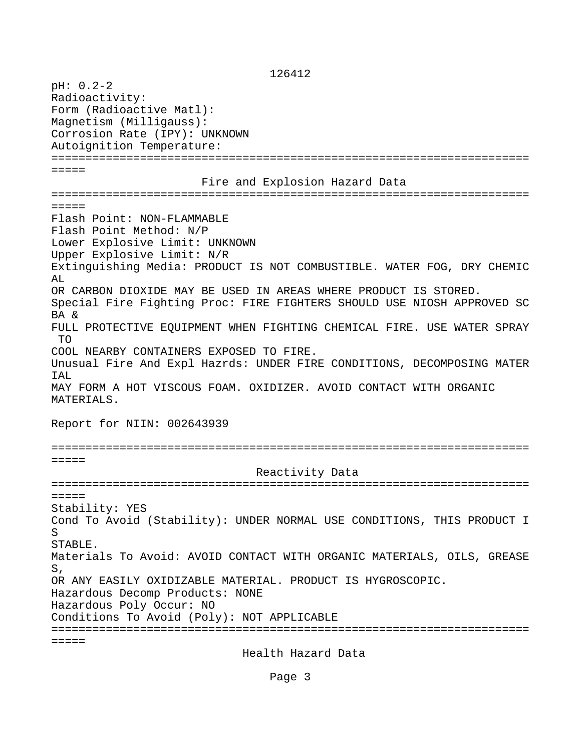pH: 0.2-2
Radioactivity:
Form (Radioactive Matl):
Magnetism (Milligauss):
Corrosion Rate (IPY): UNKNOWN
Autoignition Temperature:

## Fire and Explosion Hazard Data

Flash Point: NON-FLAMMABLE
Flash Point Method: N/P
Lower Explosive Limit: UNKNOWN
Upper Explosive Limit: N/R
Extinguishing Media: PRODUCT IS NOT COMBUSTIBLE. WATER FOG, DRY CHEMICAL OR CARBON DIOXIDE MAY BE USED IN AREAS WHERE PRODUCT IS STORED.
Special Fire Fighting Proc: FIRE FIGHTERS SHOULD USE NIOSH APPROVED SCBA & FULL PROTECTIVE EQUIPMENT WHEN FIGHTING CHEMICAL FIRE. USE WATER SPRAY TO COOL NEARBY CONTAINERS EXPOSED TO FIRE.
Unusual Fire And Expl Hazrds: UNDER FIRE CONDITIONS, DECOMPOSING MATERIAL MAY FORM A HOT VISCOUS FOAM. OXIDIZER. AVOID CONTACT WITH ORGANIC MATERIALS.

Report for NIIN: 002643939

## Reactivity Data

Stability: YES
Cond To Avoid (Stability): UNDER NORMAL USE CONDITIONS, THIS PRODUCT IS STABLE.
Materials To Avoid: AVOID CONTACT WITH ORGANIC MATERIALS, OILS, GREASES, OR ANY EASILY OXIDIZABLE MATERIAL. PRODUCT IS HYGROSCOPIC.
Hazardous Decomp Products: NONE
Hazardous Poly Occur: NO
Conditions To Avoid (Poly): NOT APPLICABLE

## Health Hazard Data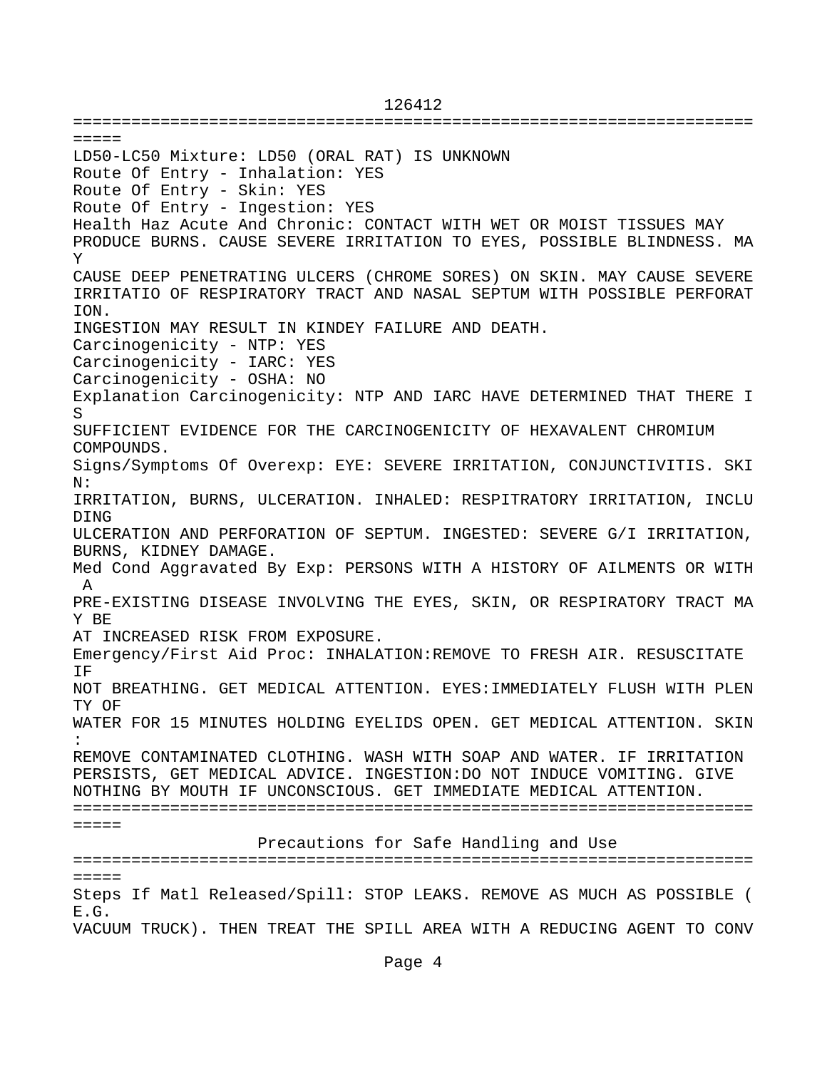LD50-LC50 Mixture: LD50 (ORAL RAT) IS UNKNOWN
Route Of Entry - Inhalation: YES
Route Of Entry - Skin: YES
Route Of Entry - Ingestion: YES
Health Haz Acute And Chronic: CONTACT WITH WET OR MOIST TISSUES MAY PRODUCE BURNS. CAUSE SEVERE IRRITATION TO EYES, POSSIBLE BLINDNESS. MAY CAUSE DEEP PENETRATING ULCERS (CHROME SORES) ON SKIN. MAY CAUSE SEVERE IRRITATIO OF RESPIRATORY TRACT AND NASAL SEPTUM WITH POSSIBLE PERFORATION.
INGESTION MAY RESULT IN KINDEY FAILURE AND DEATH.
Carcinogenicity - NTP: YES
Carcinogenicity - IARC: YES
Carcinogenicity - OSHA: NO
Explanation Carcinogenicity: NTP AND IARC HAVE DETERMINED THAT THERE IS SUFFICIENT EVIDENCE FOR THE CARCINOGENICITY OF HEXAVALENT CHROMIUM COMPOUNDS.
Signs/Symptoms Of Overexp: EYE: SEVERE IRRITATION, CONJUNCTIVITIS. SKIN: IRRITATION, BURNS, ULCERATION. INHALED: RESPITRATORY IRRITATION, INCLUDING ULCERATION AND PERFORATION OF SEPTUM. INGESTED: SEVERE G/I IRRITATION, BURNS, KIDNEY DAMAGE.
Med Cond Aggravated By Exp: PERSONS WITH A HISTORY OF AILMENTS OR WITH A PRE-EXISTING DISEASE INVOLVING THE EYES, SKIN, OR RESPIRATORY TRACT MAY BE AT INCREASED RISK FROM EXPOSURE.
Emergency/First Aid Proc: INHALATION:REMOVE TO FRESH AIR. RESUSCITATE IF NOT BREATHING. GET MEDICAL ATTENTION. EYES:IMMEDIATELY FLUSH WITH PLENTY OF WATER FOR 15 MINUTES HOLDING EYELIDS OPEN. GET MEDICAL ATTENTION. SKIN: REMOVE CONTAMINATED CLOTHING. WASH WITH SOAP AND WATER. IF IRRITATION PERSISTS, GET MEDICAL ADVICE. INGESTION:DO NOT INDUCE VOMITING. GIVE NOTHING BY MOUTH IF UNCONSCIOUS. GET IMMEDIATE MEDICAL ATTENTION.

## Precautions for Safe Handling and Use

Steps If Matl Released/Spill: STOP LEAKS. REMOVE AS MUCH AS POSSIBLE (E.G. VACUUM TRUCK). THEN TREAT THE SPILL AREA WITH A REDUCING AGENT TO CONV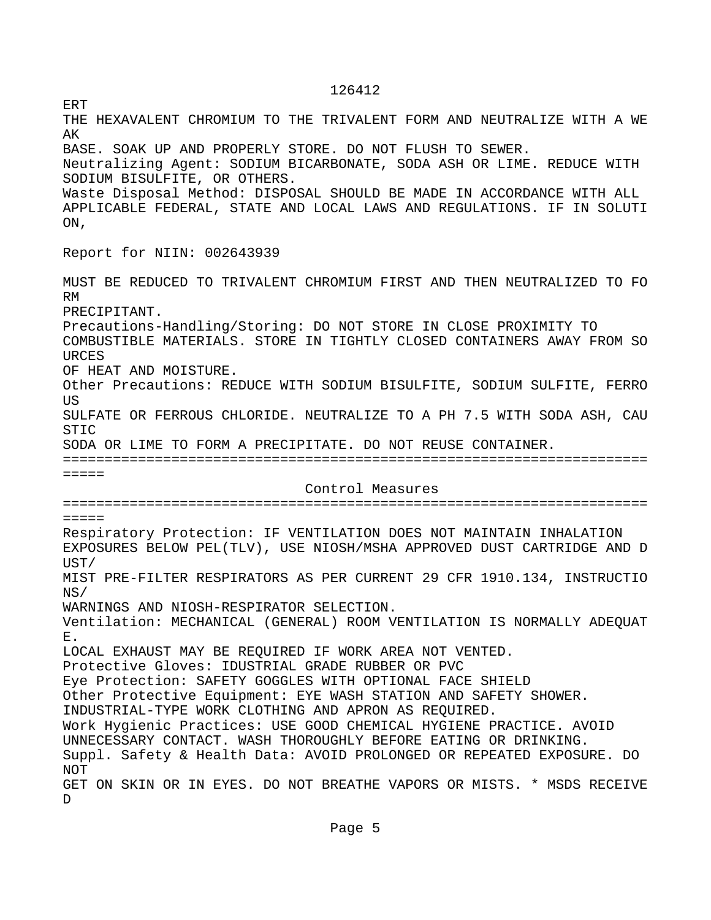ERT
THE HEXAVALENT CHROMIUM TO THE TRIVALENT FORM AND NEUTRALIZE WITH A WE
AK
BASE. SOAK UP AND PROPERLY STORE. DO NOT FLUSH TO SEWER.
Neutralizing Agent: SODIUM BICARBONATE, SODA ASH OR LIME. REDUCE WITH
SODIUM BISULFITE, OR OTHERS.
Waste Disposal Method: DISPOSAL SHOULD BE MADE IN ACCORDANCE WITH ALL
APPLICABLE FEDERAL, STATE AND LOCAL LAWS AND REGULATIONS. IF IN SOLUTI
ON,

Report for NIIN: 002643939

MUST BE REDUCED TO TRIVALENT CHROMIUM FIRST AND THEN NEUTRALIZED TO FO
RM
PRECIPITANT.
Precautions-Handling/Storing: DO NOT STORE IN CLOSE PROXIMITY TO
COMBUSTIBLE MATERIALS. STORE IN TIGHTLY CLOSED CONTAINERS AWAY FROM SO
URCES
OF HEAT AND MOISTURE.
Other Precautions: REDUCE WITH SODIUM BISULFITE, SODIUM SULFITE, FERRO
US
SULFATE OR FERROUS CHLORIDE. NEUTRALIZE TO A PH 7.5 WITH SODA ASH, CAU
STIC
SODA OR LIME TO FORM A PRECIPITATE. DO NOT REUSE CONTAINER.

=========================================================================

## Control Measures

=========================================================================

Respiratory Protection: IF VENTILATION DOES NOT MAINTAIN INHALATION
EXPOSURES BELOW PEL(TLV), USE NIOSH/MSHA APPROVED DUST CARTRIDGE AND D
UST/
MIST PRE-FILTER RESPIRATORS AS PER CURRENT 29 CFR 1910.134, INSTRUCTIO
NS/
WARNINGS AND NIOSH-RESPIRATOR SELECTION.
Ventilation: MECHANICAL (GENERAL) ROOM VENTILATION IS NORMALLY ADEQUAT
E.
LOCAL EXHAUST MAY BE REQUIRED IF WORK AREA NOT VENTED.
Protective Gloves: IDUSTRIAL GRADE RUBBER OR PVC
Eye Protection: SAFETY GOGGLES WITH OPTIONAL FACE SHIELD
Other Protective Equipment: EYE WASH STATION AND SAFETY SHOWER.
INDUSTRIAL-TYPE WORK CLOTHING AND APRON AS REQUIRED.
Work Hygienic Practices: USE GOOD CHEMICAL HYGIENE PRACTICE. AVOID
UNNECESSARY CONTACT. WASH THOROUGHLY BEFORE EATING OR DRINKING.
Suppl. Safety & Health Data: AVOID PROLONGED OR REPEATED EXPOSURE. DO
NOT
GET ON SKIN OR IN EYES. DO NOT BREATHE VAPORS OR MISTS. * MSDS RECEIVE
D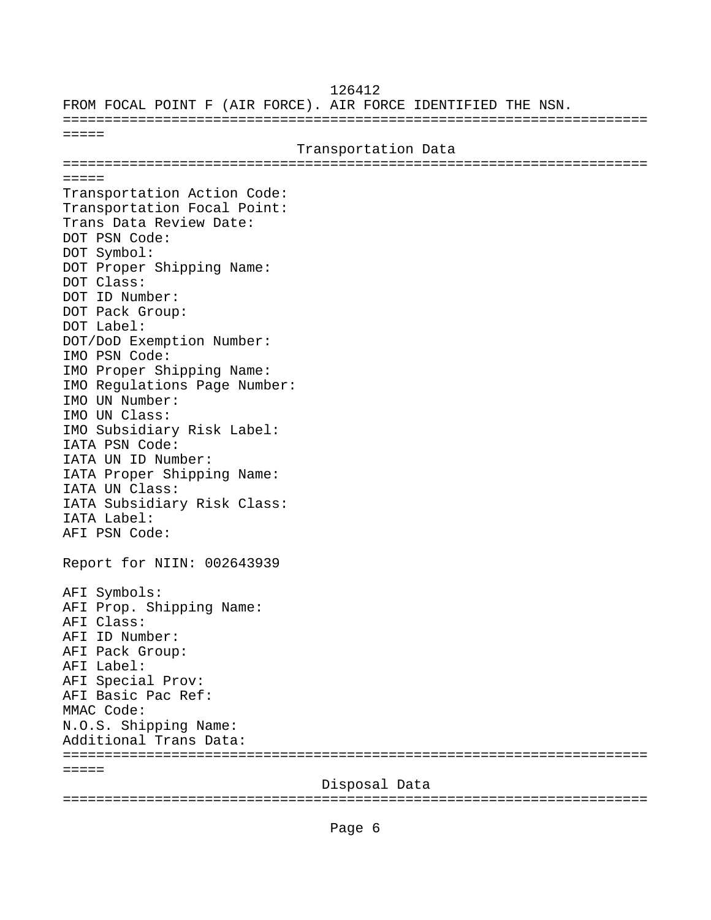126412
FROM FOCAL POINT F (AIR FORCE). AIR FORCE IDENTIFIED THE NSN.

=========================================================================

## Transportation Data

=========================================================================

Transportation Action Code:
Transportation Focal Point:
Trans Data Review Date:
DOT PSN Code:
DOT Symbol:
DOT Proper Shipping Name:
DOT Class:
DOT ID Number:
DOT Pack Group:
DOT Label:
DOT/DoD Exemption Number:
IMO PSN Code:
IMO Proper Shipping Name:
IMO Regulations Page Number:
IMO UN Number:
IMO UN Class:
IMO Subsidiary Risk Label:
IATA PSN Code:
IATA UN ID Number:
IATA Proper Shipping Name:
IATA UN Class:
IATA Subsidiary Risk Class:
IATA Label:
AFI PSN Code:

Report for NIIN: 002643939

AFI Symbols:
AFI Prop. Shipping Name:
AFI Class:
AFI ID Number:
AFI Pack Group:
AFI Label:
AFI Special Prov:
AFI Basic Pac Ref:
MMAC Code:
N.O.S. Shipping Name:
Additional Trans Data:

=========================================================================

## Disposal Data

=========================================================================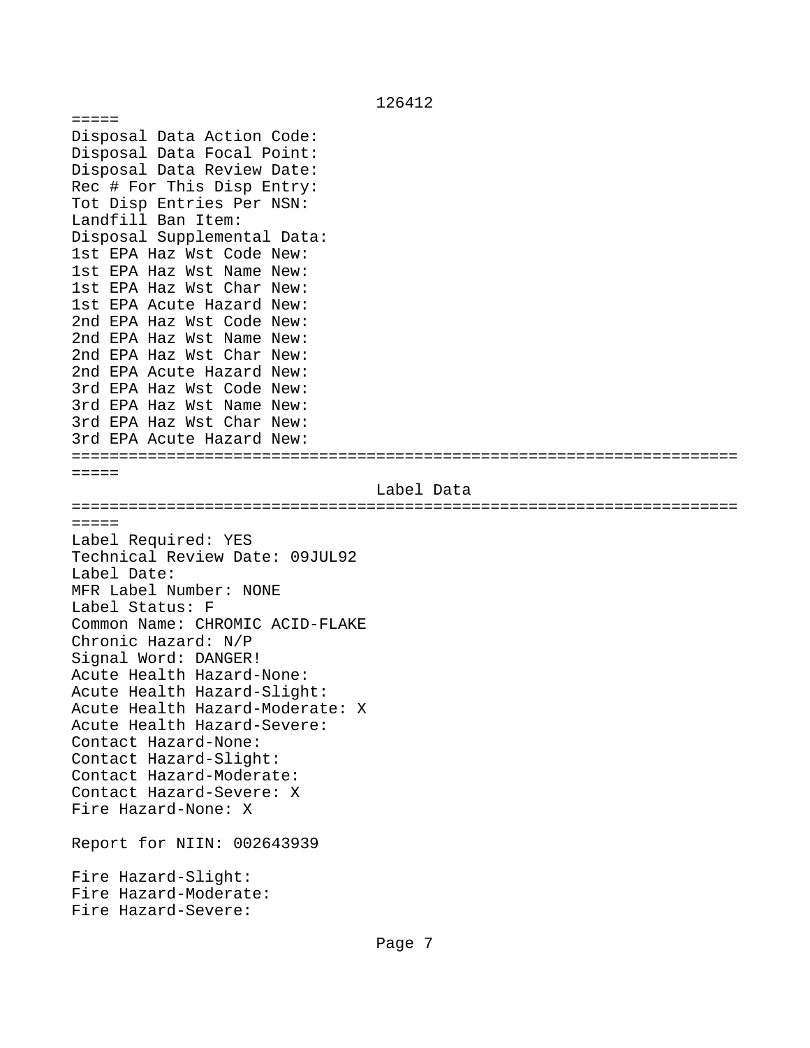=====
Disposal Data Action Code:
Disposal Data Focal Point:
Disposal Data Review Date:
Rec # For This Disp Entry:
Tot Disp Entries Per NSN:
Landfill Ban Item:
Disposal Supplemental Data:
1st EPA Haz Wst Code New:
1st EPA Haz Wst Name New:
1st EPA Haz Wst Char New:
1st EPA Acute Hazard New:
2nd EPA Haz Wst Code New:
2nd EPA Haz Wst Name New:
2nd EPA Haz Wst Char New:
2nd EPA Acute Hazard New:
3rd EPA Haz Wst Code New:
3rd EPA Haz Wst Name New:
3rd EPA Haz Wst Char New:
3rd EPA Acute Hazard New:

=======================================================================

## Label Data

=======================================================================

Label Required: YES
Technical Review Date: 09JUL92
Label Date:
MFR Label Number: NONE
Label Status: F
Common Name: CHROMIC ACID-FLAKE
Chronic Hazard: N/P
Signal Word: DANGER!
Acute Health Hazard-None:
Acute Health Hazard-Slight:
Acute Health Hazard-Moderate: X
Acute Health Hazard-Severe:
Contact Hazard-None:
Contact Hazard-Slight:
Contact Hazard-Moderate:
Contact Hazard-Severe: X
Fire Hazard-None: X

Report for NIIN: 002643939

Fire Hazard-Slight:
Fire Hazard-Moderate:
Fire Hazard-Severe: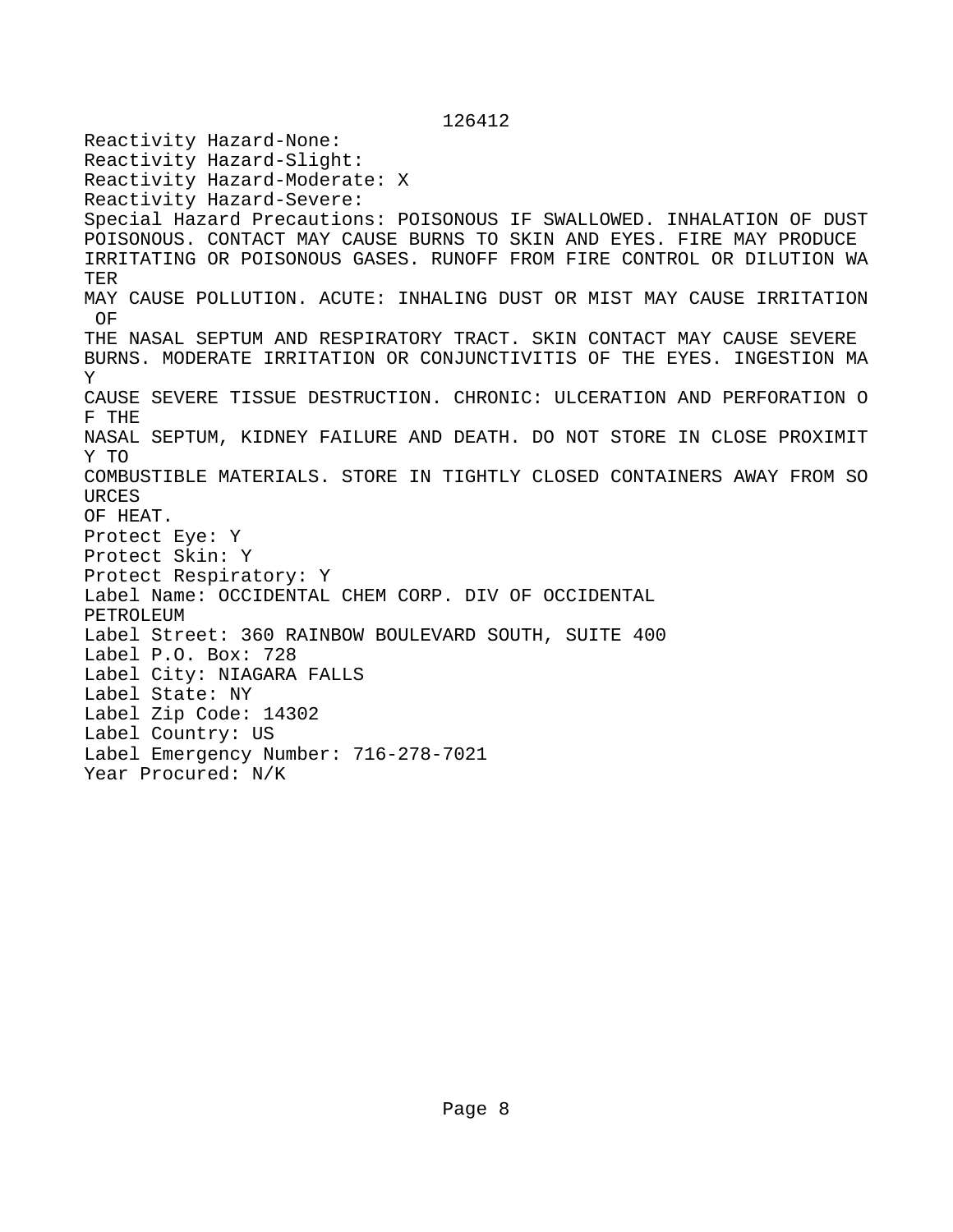126412

Reactivity Hazard-None:
Reactivity Hazard-Slight:
Reactivity Hazard-Moderate: X
Reactivity Hazard-Severe:
Special Hazard Precautions: POISONOUS IF SWALLOWED. INHALATION OF DUST POISONOUS. CONTACT MAY CAUSE BURNS TO SKIN AND EYES. FIRE MAY PRODUCE IRRITATING OR POISONOUS GASES. RUNOFF FROM FIRE CONTROL OR DILUTION WATER MAY CAUSE POLLUTION. ACUTE: INHALING DUST OR MIST MAY CAUSE IRRITATION OF THE NASAL SEPTUM AND RESPIRATORY TRACT. SKIN CONTACT MAY CAUSE SEVERE BURNS. MODERATE IRRITATION OR CONJUNCTIVITIS OF THE EYES. INGESTION MAY CAUSE SEVERE TISSUE DESTRUCTION. CHRONIC: ULCERATION AND PERFORATION OF THE NASAL SEPTUM, KIDNEY FAILURE AND DEATH. DO NOT STORE IN CLOSE PROXIMITY TO COMBUSTIBLE MATERIALS. STORE IN TIGHTLY CLOSED CONTAINERS AWAY FROM SOURCES OF HEAT.
Protect Eye: Y
Protect Skin: Y
Protect Respiratory: Y
Label Name: OCCIDENTAL CHEM CORP. DIV OF OCCIDENTAL PETROLEUM
Label Street: 360 RAINBOW BOULEVARD SOUTH, SUITE 400
Label P.O. Box: 728
Label City: NIAGARA FALLS
Label State: NY
Label Zip Code: 14302
Label Country: US
Label Emergency Number: 716-278-7021
Year Procured: N/K